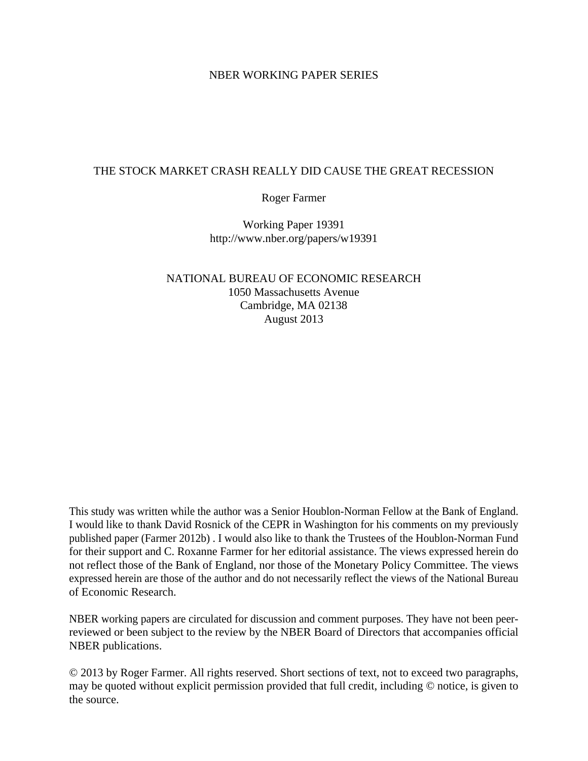NBER WORKING PAPER SERIES

# THE STOCK MARKET CRASH REALLY DID CAUSE THE GREAT RECESSION

Roger Farmer

Working Paper 19391
http://www.nber.org/papers/w19391

NATIONAL BUREAU OF ECONOMIC RESEARCH
1050 Massachusetts Avenue
Cambridge, MA 02138
August 2013

This study was written while the author was a Senior Houblon-Norman Fellow at the Bank of England. I would like to thank David Rosnick of the CEPR in Washington for his comments on my previously published paper (Farmer 2012b) . I would also like to thank the Trustees of the Houblon-Norman Fund for their support and C. Roxanne Farmer for her editorial assistance. The views expressed herein do not reflect those of the Bank of England, nor those of the Monetary Policy Committee. The views expressed herein are those of the author and do not necessarily reflect the views of the National Bureau of Economic Research.

NBER working papers are circulated for discussion and comment purposes. They have not been peer-reviewed or been subject to the review by the NBER Board of Directors that accompanies official NBER publications.

© 2013 by Roger Farmer. All rights reserved. Short sections of text, not to exceed two paragraphs, may be quoted without explicit permission provided that full credit, including © notice, is given to the source.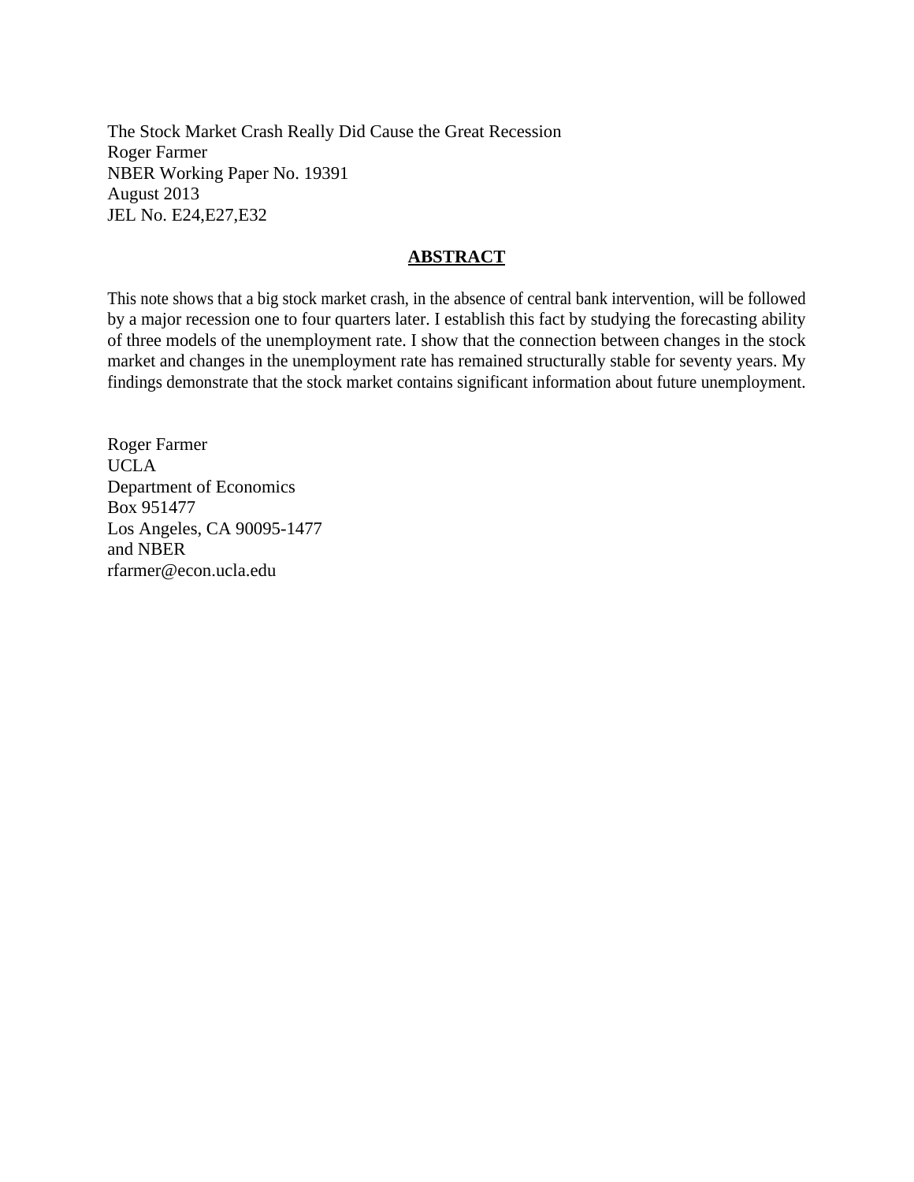The Stock Market Crash Really Did Cause the Great Recession
Roger Farmer
NBER Working Paper No. 19391
August 2013
JEL No. E24,E27,E32

**ABSTRACT**

This note shows that a big stock market crash, in the absence of central bank intervention, will be followed by a major recession one to four quarters later. I establish this fact by studying the forecasting ability of three models of the unemployment rate. I show that the connection between changes in the stock market and changes in the unemployment rate has remained structurally stable for seventy years. My findings demonstrate that the stock market contains significant information about future unemployment.

Roger Farmer
UCLA
Department of Economics
Box 951477
Los Angeles, CA 90095-1477
and NBER
rfarmer@econ.ucla.edu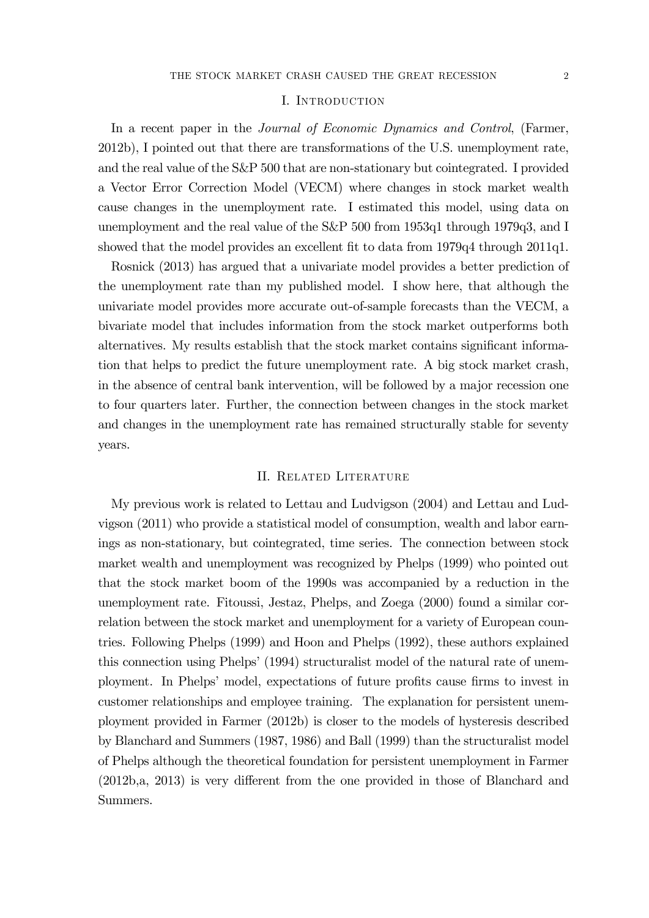## I. Introduction

In a recent paper in the *Journal of Economic Dynamics and Control*, (Farmer, 2012b), I pointed out that there are transformations of the U.S. unemployment rate, and the real value of the S&P 500 that are non-stationary but cointegrated. I provided a Vector Error Correction Model (VECM) where changes in stock market wealth cause changes in the unemployment rate. I estimated this model, using data on unemployment and the real value of the S&P 500 from 1953q1 through 1979q3, and I showed that the model provides an excellent fit to data from 1979q4 through 2011q1.

Rosnick (2013) has argued that a univariate model provides a better prediction of the unemployment rate than my published model. I show here, that although the univariate model provides more accurate out-of-sample forecasts than the VECM, a bivariate model that includes information from the stock market outperforms both alternatives. My results establish that the stock market contains significant information that helps to predict the future unemployment rate. A big stock market crash, in the absence of central bank intervention, will be followed by a major recession one to four quarters later. Further, the connection between changes in the stock market and changes in the unemployment rate has remained structurally stable for seventy years.

## II. Related Literature

My previous work is related to Lettau and Ludvigson (2004) and Lettau and Ludvigson (2011) who provide a statistical model of consumption, wealth and labor earnings as non-stationary, but cointegrated, time series. The connection between stock market wealth and unemployment was recognized by Phelps (1999) who pointed out that the stock market boom of the 1990s was accompanied by a reduction in the unemployment rate. Fitoussi, Jestaz, Phelps, and Zoega (2000) found a similar correlation between the stock market and unemployment for a variety of European countries. Following Phelps (1999) and Hoon and Phelps (1992), these authors explained this connection using Phelps' (1994) structuralist model of the natural rate of unemployment. In Phelps' model, expectations of future profits cause firms to invest in customer relationships and employee training. The explanation for persistent unemployment provided in Farmer (2012b) is closer to the models of hysteresis described by Blanchard and Summers (1987, 1986) and Ball (1999) than the structuralist model of Phelps although the theoretical foundation for persistent unemployment in Farmer (2012b,a, 2013) is very different from the one provided in those of Blanchard and Summers.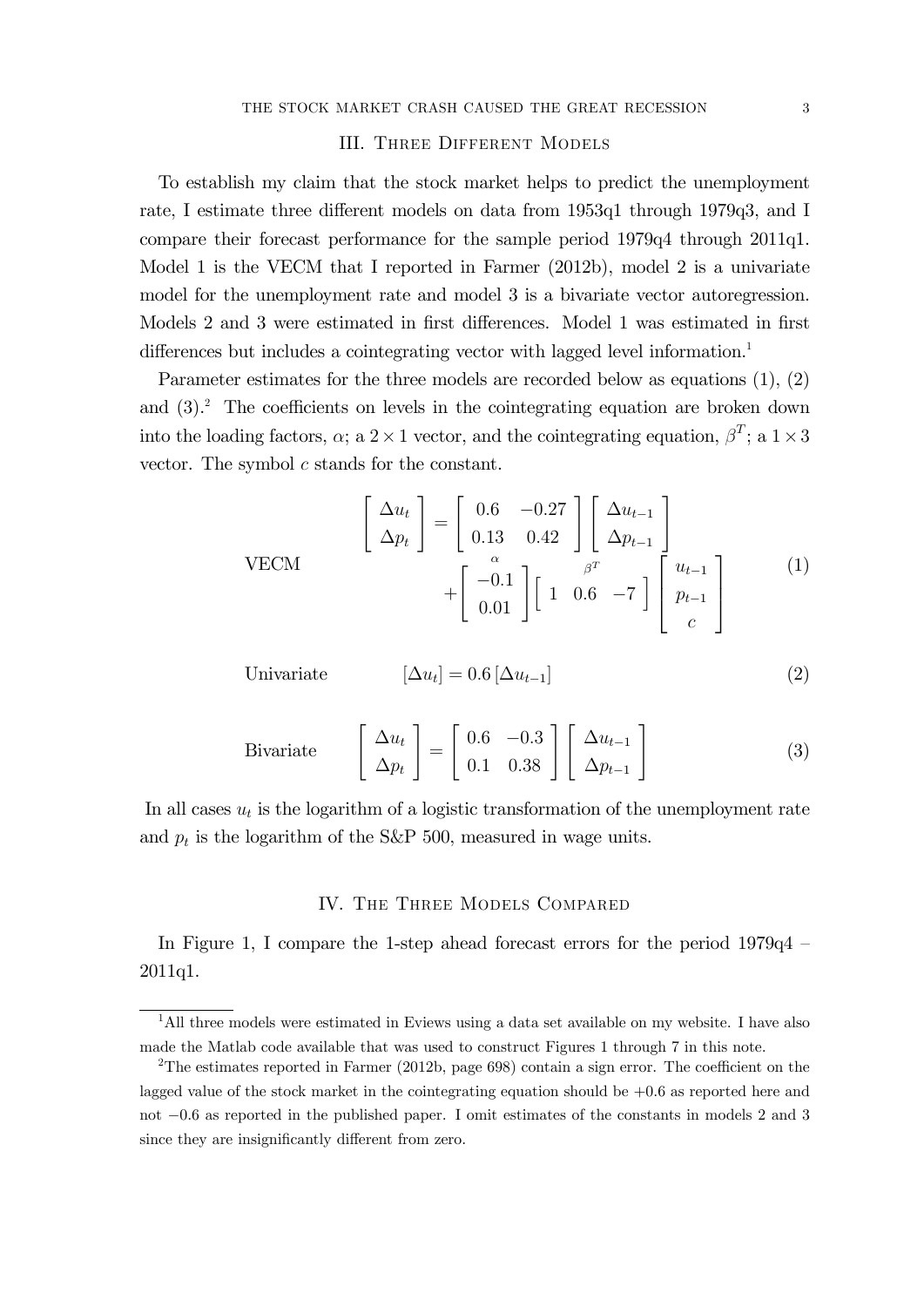## III. Three Different Models

To establish my claim that the stock market helps to predict the unemployment rate, I estimate three different models on data from 1953q1 through 1979q3, and I compare their forecast performance for the sample period 1979q4 through 2011q1. Model 1 is the VECM that I reported in Farmer (2012b), model 2 is a univariate model for the unemployment rate and model 3 is a bivariate vector autoregression. Models 2 and 3 were estimated in first differences. Model 1 was estimated in first differences but includes a cointegrating vector with lagged level information.[1]

Parameter estimates for the three models are recorded below as equations (1), (2) and (3).[2] The coefficients on levels in the cointegrating equation are broken down into the loading factors, $\alpha$; a $2 \times 1$ vector, and the cointegrating equation, $\beta^T$; a $1 \times 3$ vector. The symbol $c$ stands for the constant.

$$\text{VECM} \qquad \begin{bmatrix} \Delta u_t \\ \Delta p_t \end{bmatrix} = \begin{bmatrix} 0.6 & -0.27 \\ 0.13 & 0.42 \end{bmatrix} \begin{bmatrix} \Delta u_{t-1} \\ \Delta p_{t-1} \end{bmatrix} + \overset{\alpha}{\begin{bmatrix} -0.1 \\ 0.01 \end{bmatrix}} \overset{\beta^T}{\begin{bmatrix} 1 & 0.6 & -7 \end{bmatrix}} \begin{bmatrix} u_{t-1} \\ p_{t-1} \\ c \end{bmatrix} \tag{1}$$

$$\text{Univariate} \qquad [\Delta u_t] = 0.6 \, [\Delta u_{t-1}] \tag{2}$$

$$\text{Bivariate} \qquad \begin{bmatrix} \Delta u_t \\ \Delta p_t \end{bmatrix} = \begin{bmatrix} 0.6 & -0.3 \\ 0.1 & 0.38 \end{bmatrix} \begin{bmatrix} \Delta u_{t-1} \\ \Delta p_{t-1} \end{bmatrix} \tag{3}$$

In all cases $u_t$ is the logarithm of a logistic transformation of the unemployment rate and $p_t$ is the logarithm of the S&P 500, measured in wage units.

## IV. The Three Models Compared

In Figure 1, I compare the 1-step ahead forecast errors for the period 1979q4 – 2011q1.

---

[1] All three models were estimated in Eviews using a data set available on my website. I have also made the Matlab code available that was used to construct Figures 1 through 7 in this note.

[2] The estimates reported in Farmer (2012b, page 698) contain a sign error. The coefficient on the lagged value of the stock market in the cointegrating equation should be +0.6 as reported here and not −0.6 as reported in the published paper. I omit estimates of the constants in models 2 and 3 since they are insignificantly different from zero.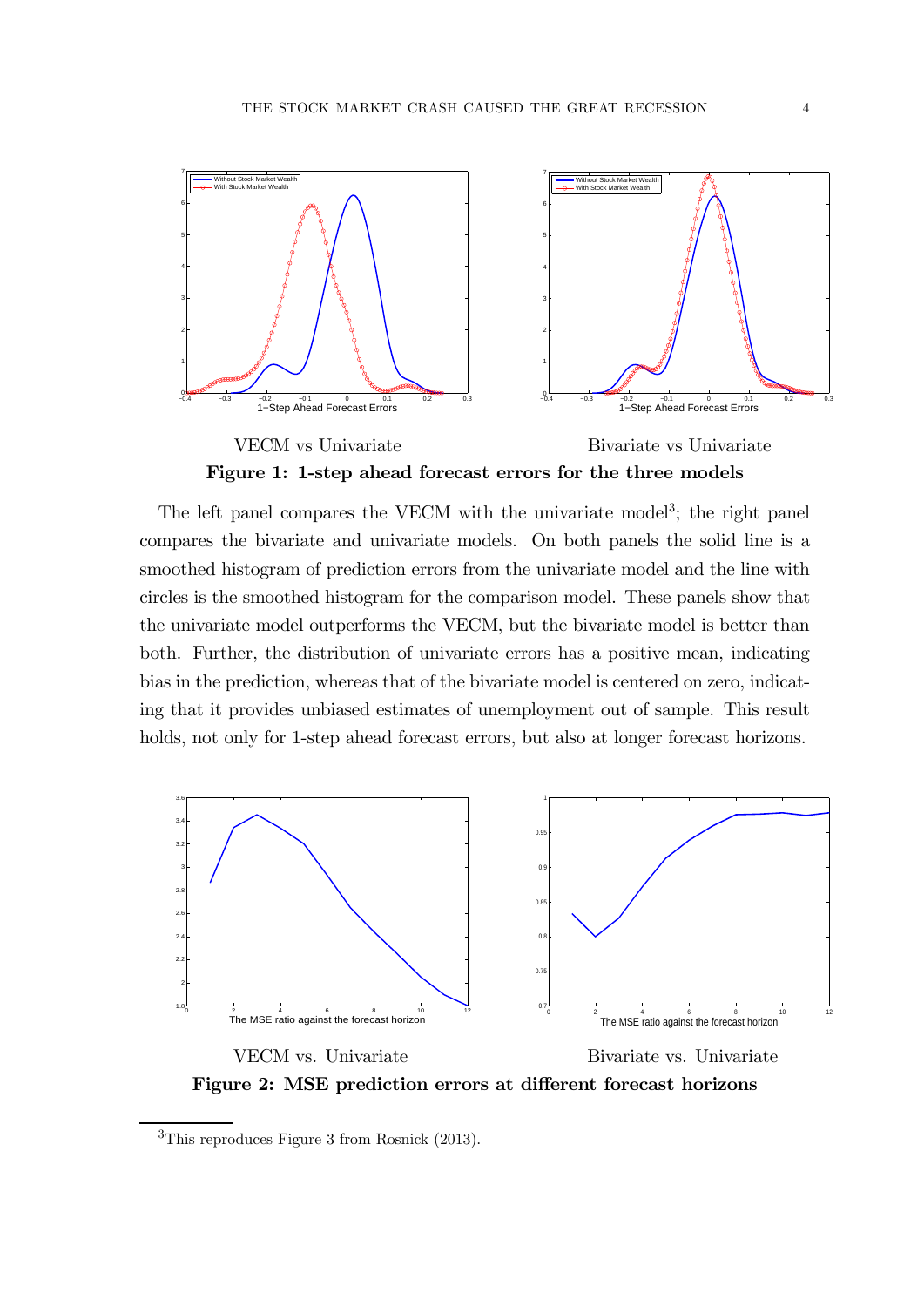VECM vs Univariate

Bivariate vs Univariate

**Figure 1: 1-step ahead forecast errors for the three models**

The left panel compares the VECM with the univariate model[3]; the right panel compares the bivariate and univariate models. On both panels the solid line is a smoothed histogram of prediction errors from the univariate model and the line with circles is the smoothed histogram for the comparison model. These panels show that the univariate model outperforms the VECM, but the bivariate model is better than both. Further, the distribution of univariate errors has a positive mean, indicating bias in the prediction, whereas that of the bivariate model is centered on zero, indicating that it provides unbiased estimates of unemployment out of sample. This result holds, not only for 1-step ahead forecast errors, but also at longer forecast horizons.

VECM vs. Univariate

Bivariate vs. Univariate

**Figure 2: MSE prediction errors at different forecast horizons**

[3] This reproduces Figure 3 from Rosnick (2013).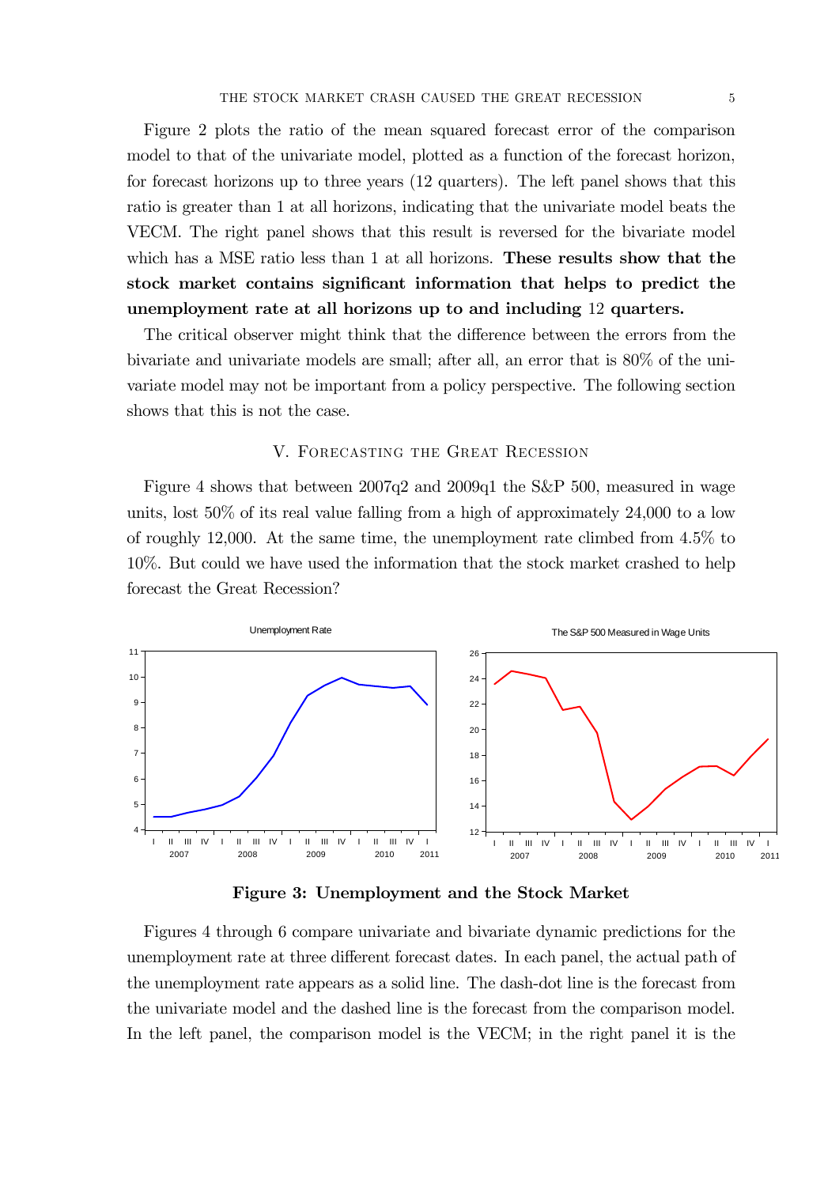Figure 2 plots the ratio of the mean squared forecast error of the comparison model to that of the univariate model, plotted as a function of the forecast horizon, for forecast horizons up to three years (12 quarters). The left panel shows that this ratio is greater than 1 at all horizons, indicating that the univariate model beats the VECM. The right panel shows that this result is reversed for the bivariate model which has a MSE ratio less than 1 at all horizons. **These results show that the stock market contains significant information that helps to predict the unemployment rate at all horizons up to and including 12 quarters.**

The critical observer might think that the difference between the errors from the bivariate and univariate models are small; after all, an error that is 80% of the univariate model may not be important from a policy perspective. The following section shows that this is not the case.

## V. Forecasting the Great Recession

Figure 4 shows that between 2007q2 and 2009q1 the S&P 500, measured in wage units, lost 50% of its real value falling from a high of approximately 24,000 to a low of roughly 12,000. At the same time, the unemployment rate climbed from 4.5% to 10%. But could we have used the information that the stock market crashed to help forecast the Great Recession?

**Figure 3: Unemployment and the Stock Market**

Figures 4 through 6 compare univariate and bivariate dynamic predictions for the unemployment rate at three different forecast dates. In each panel, the actual path of the unemployment rate appears as a solid line. The dash-dot line is the forecast from the univariate model and the dashed line is the forecast from the comparison model. In the left panel, the comparison model is the VECM; in the right panel it is the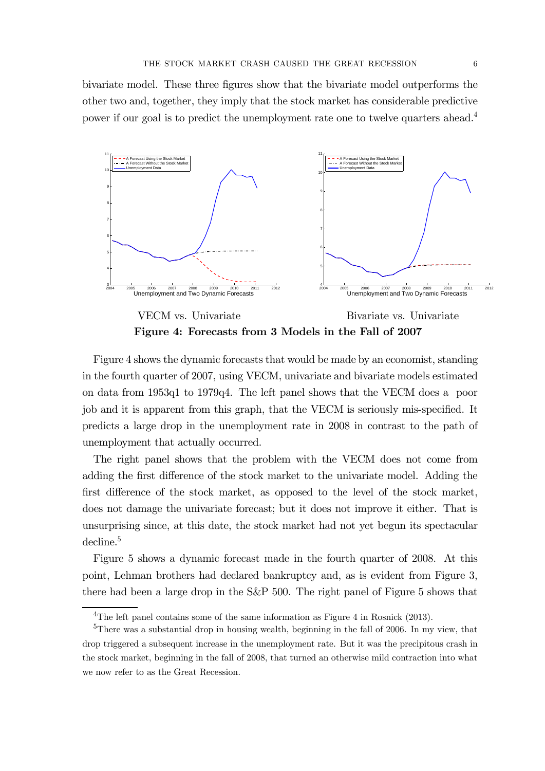bivariate model. These three figures show that the bivariate model outperforms the other two and, together, they imply that the stock market has considerable predictive power if our goal is to predict the unemployment rate one to twelve quarters ahead.[4]

VECM vs. Univariate

Bivariate vs. Univariate

**Figure 4: Forecasts from 3 Models in the Fall of 2007**

Figure 4 shows the dynamic forecasts that would be made by an economist, standing in the fourth quarter of 2007, using VECM, univariate and bivariate models estimated on data from 1953q1 to 1979q4. The left panel shows that the VECM does a poor job and it is apparent from this graph, that the VECM is seriously mis-specified. It predicts a large drop in the unemployment rate in 2008 in contrast to the path of unemployment that actually occurred.

The right panel shows that the problem with the VECM does not come from adding the first difference of the stock market to the univariate model. Adding the first difference of the stock market, as opposed to the level of the stock market, does not damage the univariate forecast; but it does not improve it either. That is unsurprising since, at this date, the stock market had not yet begun its spectacular decline.[5]

Figure 5 shows a dynamic forecast made in the fourth quarter of 2008. At this point, Lehman brothers had declared bankruptcy and, as is evident from Figure 3, there had been a large drop in the S&P 500. The right panel of Figure 5 shows that

---

[4] The left panel contains some of the same information as Figure 4 in Rosnick (2013).

[5] There was a substantial drop in housing wealth, beginning in the fall of 2006. In my view, that drop triggered a subsequent increase in the unemployment rate. But it was the precipitous crash in the stock market, beginning in the fall of 2008, that turned an otherwise mild contraction into what we now refer to as the Great Recession.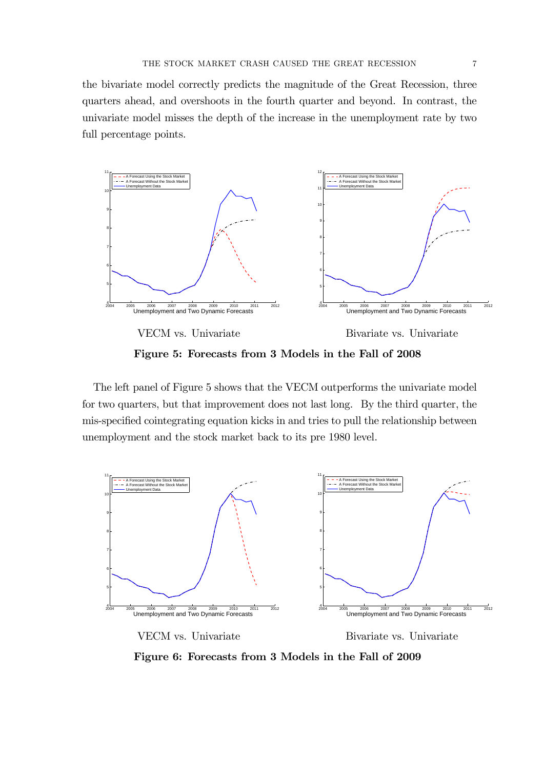the bivariate model correctly predicts the magnitude of the Great Recession, three quarters ahead, and overshoots in the fourth quarter and beyond. In contrast, the univariate model misses the depth of the increase in the unemployment rate by two full percentage points.

VECM vs. Univariate

Bivariate vs. Univariate

**Figure 5: Forecasts from 3 Models in the Fall of 2008**

The left panel of Figure 5 shows that the VECM outperforms the univariate model for two quarters, but that improvement does not last long. By the third quarter, the mis-specified cointegrating equation kicks in and tries to pull the relationship between unemployment and the stock market back to its pre 1980 level.

VECM vs. Univariate

Bivariate vs. Univariate

**Figure 6: Forecasts from 3 Models in the Fall of 2009**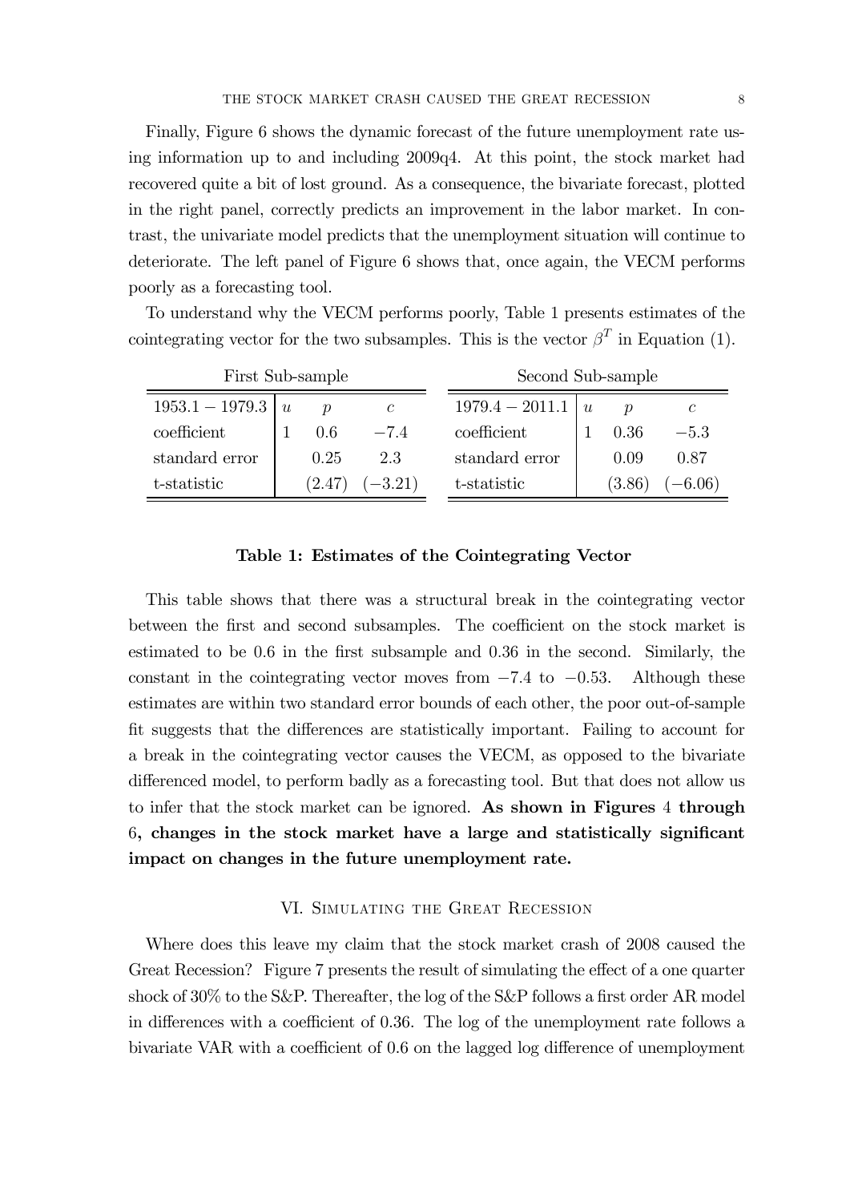Finally, Figure 6 shows the dynamic forecast of the future unemployment rate using information up to and including 2009q4. At this point, the stock market had recovered quite a bit of lost ground. As a consequence, the bivariate forecast, plotted in the right panel, correctly predicts an improvement in the labor market. In contrast, the univariate model predicts that the unemployment situation will continue to deteriorate. The left panel of Figure 6 shows that, once again, the VECM performs poorly as a forecasting tool.

To understand why the VECM performs poorly, Table 1 presents estimates of the cointegrating vector for the two subsamples. This is the vector $\beta^T$ in Equation (1).

| First Sub-sample | | | | Second Sub-sample | | | |
|---|---|---|---|---|---|---|---|
| $1953.1 - 1979.3$ | $u$ | $p$ | $c$ | $1979.4 - 2011.1$ | $u$ | $p$ | $c$ |
| coefficient | 1 | 0.6 | $-7.4$ | coefficient | 1 | 0.36 | $-5.3$ |
| standard error | | 0.25 | 2.3 | standard error | | 0.09 | 0.87 |
| t-statistic | | (2.47) | $(-3.21)$ | t-statistic | | (3.86) | $(-6.06)$ |

**Table 1: Estimates of the Cointegrating Vector**

This table shows that there was a structural break in the cointegrating vector between the first and second subsamples. The coefficient on the stock market is estimated to be 0.6 in the first subsample and 0.36 in the second. Similarly, the constant in the cointegrating vector moves from $-7.4$ to $-0.53$. Although these estimates are within two standard error bounds of each other, the poor out-of-sample fit suggests that the differences are statistically important. Failing to account for a break in the cointegrating vector causes the VECM, as opposed to the bivariate differenced model, to perform badly as a forecasting tool. But that does not allow us to infer that the stock market can be ignored. **As shown in Figures 4 through 6, changes in the stock market have a large and statistically significant impact on changes in the future unemployment rate.**

## VI. Simulating the Great Recession

Where does this leave my claim that the stock market crash of 2008 caused the Great Recession? Figure 7 presents the result of simulating the effect of a one quarter shock of 30% to the S&P. Thereafter, the log of the S&P follows a first order AR model in differences with a coefficient of 0.36. The log of the unemployment rate follows a bivariate VAR with a coefficient of 0.6 on the lagged log difference of unemployment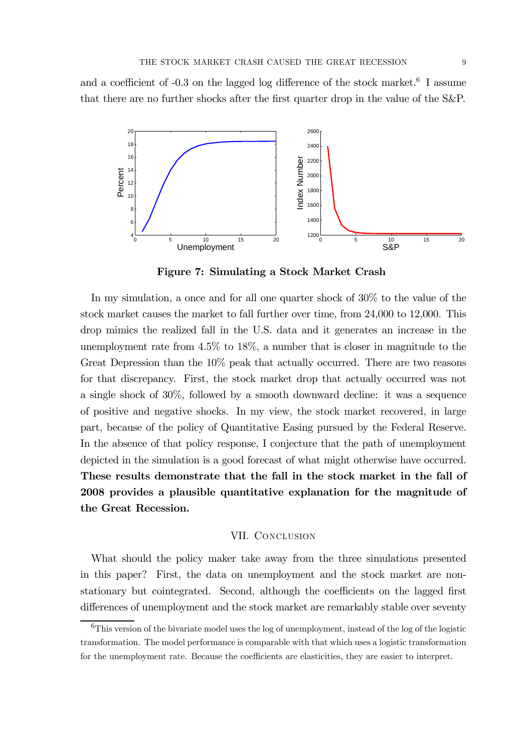and a coefficient of -0.3 on the lagged log difference of the stock market.[6] I assume that there are no further shocks after the first quarter drop in the value of the S&P.

**Figure 7: Simulating a Stock Market Crash**

In my simulation, a once and for all one quarter shock of 30% to the value of the stock market causes the market to fall further over time, from 24,000 to 12,000. This drop mimics the realized fall in the U.S. data and it generates an increase in the unemployment rate from 4.5% to 18%, a number that is closer in magnitude to the Great Depression than the 10% peak that actually occurred. There are two reasons for that discrepancy. First, the stock market drop that actually occurred was not a single shock of 30%, followed by a smooth downward decline: it was a sequence of positive and negative shocks. In my view, the stock market recovered, in large part, because of the policy of Quantitative Easing pursued by the Federal Reserve. In the absence of that policy response, I conjecture that the path of unemployment depicted in the simulation is a good forecast of what might otherwise have occurred. **These results demonstrate that the fall in the stock market in the fall of 2008 provides a plausible quantitative explanation for the magnitude of the Great Recession.**

## VII. Conclusion

What should the policy maker take away from the three simulations presented in this paper? First, the data on unemployment and the stock market are non-stationary but cointegrated. Second, although the coefficients on the lagged first differences of unemployment and the stock market are remarkably stable over seventy

[6]This version of the bivariate model uses the log of unemployment, instead of the log of the logistic transformation. The model performance is comparable with that which uses a logistic transformation for the unemployment rate. Because the coefficients are elasticities, they are easier to interpret.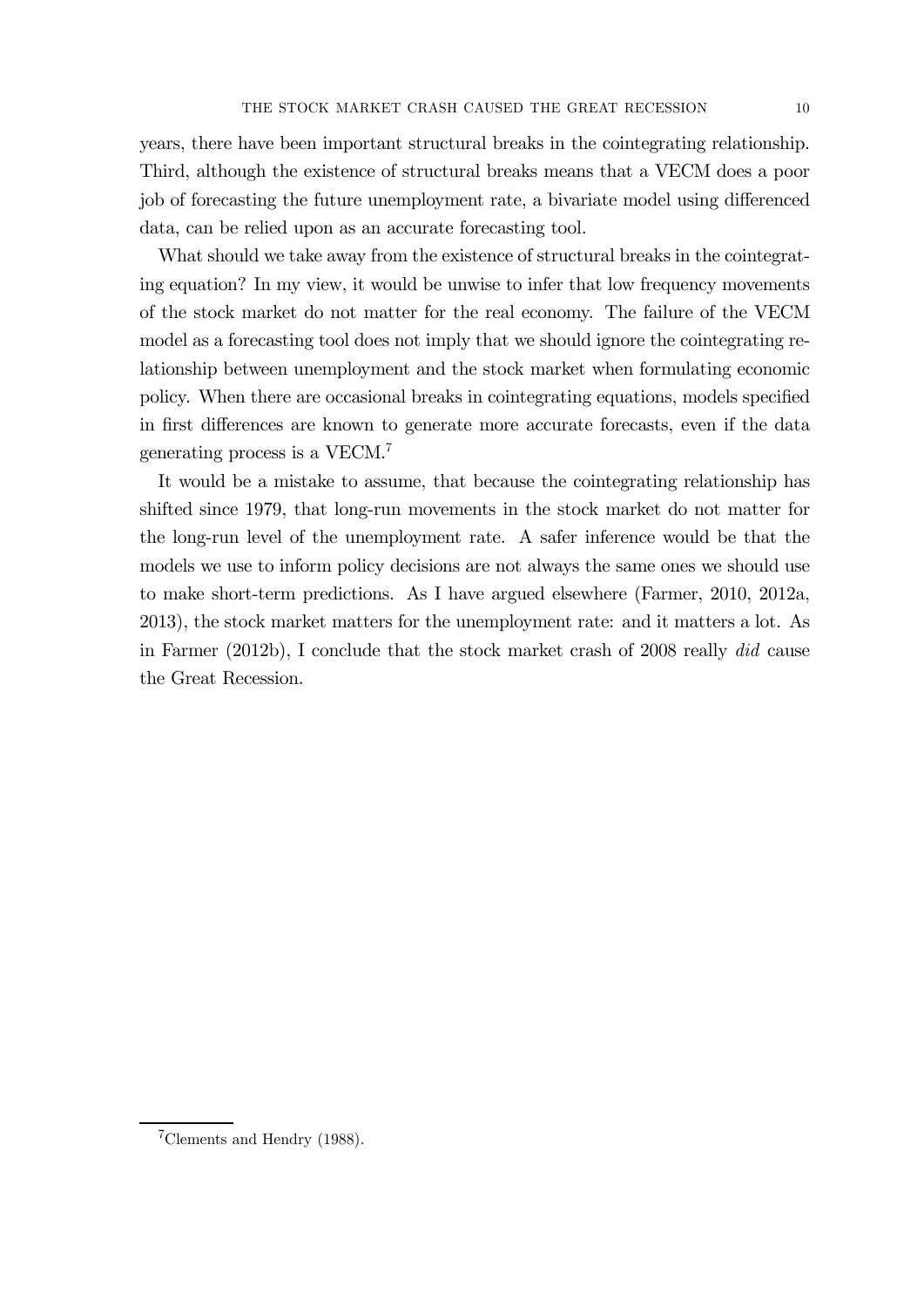years, there have been important structural breaks in the cointegrating relationship. Third, although the existence of structural breaks means that a VECM does a poor job of forecasting the future unemployment rate, a bivariate model using differenced data, can be relied upon as an accurate forecasting tool.

What should we take away from the existence of structural breaks in the cointegrating equation? In my view, it would be unwise to infer that low frequency movements of the stock market do not matter for the real economy. The failure of the VECM model as a forecasting tool does not imply that we should ignore the cointegrating relationship between unemployment and the stock market when formulating economic policy. When there are occasional breaks in cointegrating equations, models specified in first differences are known to generate more accurate forecasts, even if the data generating process is a VECM.[7]

It would be a mistake to assume, that because the cointegrating relationship has shifted since 1979, that long-run movements in the stock market do not matter for the long-run level of the unemployment rate. A safer inference would be that the models we use to inform policy decisions are not always the same ones we should use to make short-term predictions. As I have argued elsewhere (Farmer, 2010, 2012a, 2013), the stock market matters for the unemployment rate: and it matters a lot. As in Farmer (2012b), I conclude that the stock market crash of 2008 really *did* cause the Great Recession.

---

[7] Clements and Hendry (1988).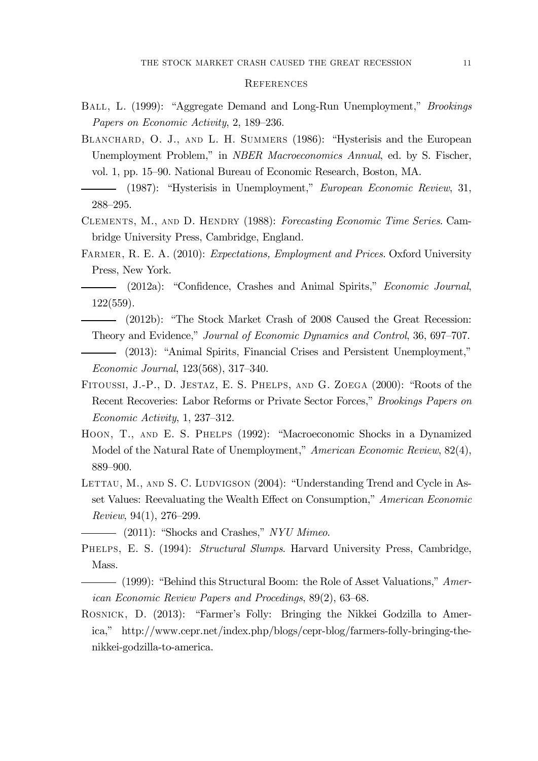## References

Ball, L. (1999): "Aggregate Demand and Long-Run Unemployment," *Brookings Papers on Economic Activity*, 2, 189–236.

Blanchard, O. J., and L. H. Summers (1986): "Hysterisis and the European Unemployment Problem," in *NBER Macroeconomics Annual*, ed. by S. Fischer, vol. 1, pp. 15–90. National Bureau of Economic Research, Boston, MA.

——— (1987): "Hysterisis in Unemployment," *European Economic Review*, 31, 288–295.

Clements, M., and D. Hendry (1988): *Forecasting Economic Time Series*. Cambridge University Press, Cambridge, England.

Farmer, R. E. A. (2010): *Expectations, Employment and Prices*. Oxford University Press, New York.

——— (2012a): "Confidence, Crashes and Animal Spirits," *Economic Journal*, 122(559).

——— (2012b): "The Stock Market Crash of 2008 Caused the Great Recession: Theory and Evidence," *Journal of Economic Dynamics and Control*, 36, 697–707.

——— (2013): "Animal Spirits, Financial Crises and Persistent Unemployment," *Economic Journal*, 123(568), 317–340.

Fitoussi, J.-P., D. Jestaz, E. S. Phelps, and G. Zoega (2000): "Roots of the Recent Recoveries: Labor Reforms or Private Sector Forces," *Brookings Papers on Economic Activity*, 1, 237–312.

Hoon, T., and E. S. Phelps (1992): "Macroeconomic Shocks in a Dynamized Model of the Natural Rate of Unemployment," *American Economic Review*, 82(4), 889–900.

Lettau, M., and S. C. Ludvigson (2004): "Understanding Trend and Cycle in Asset Values: Reevaluating the Wealth Effect on Consumption," *American Economic Review*, 94(1), 276–299.

——— (2011): "Shocks and Crashes," *NYU Mimeo*.

Phelps, E. S. (1994): *Structural Slumps*. Harvard University Press, Cambridge, Mass.

——— (1999): "Behind this Structural Boom: the Role of Asset Valuations," *American Economic Review Papers and Procedings*, 89(2), 63–68.

Rosnick, D. (2013): "Farmer's Folly: Bringing the Nikkei Godzilla to America," http://www.cepr.net/index.php/blogs/cepr-blog/farmers-folly-bringing-the-nikkei-godzilla-to-america.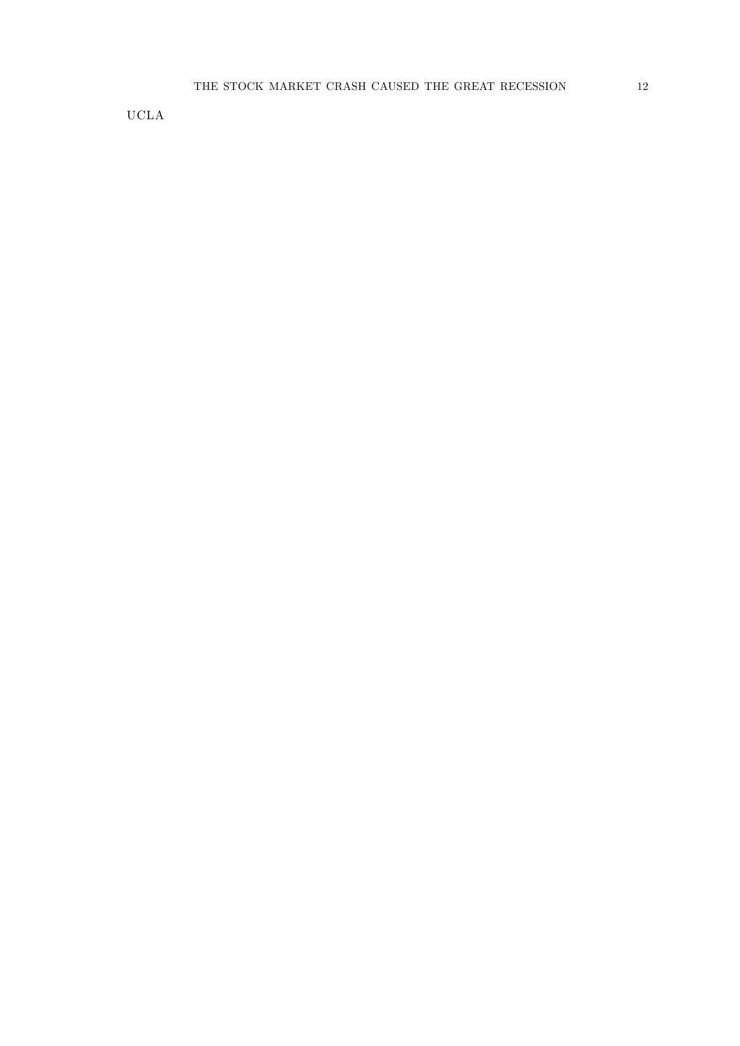UCLA